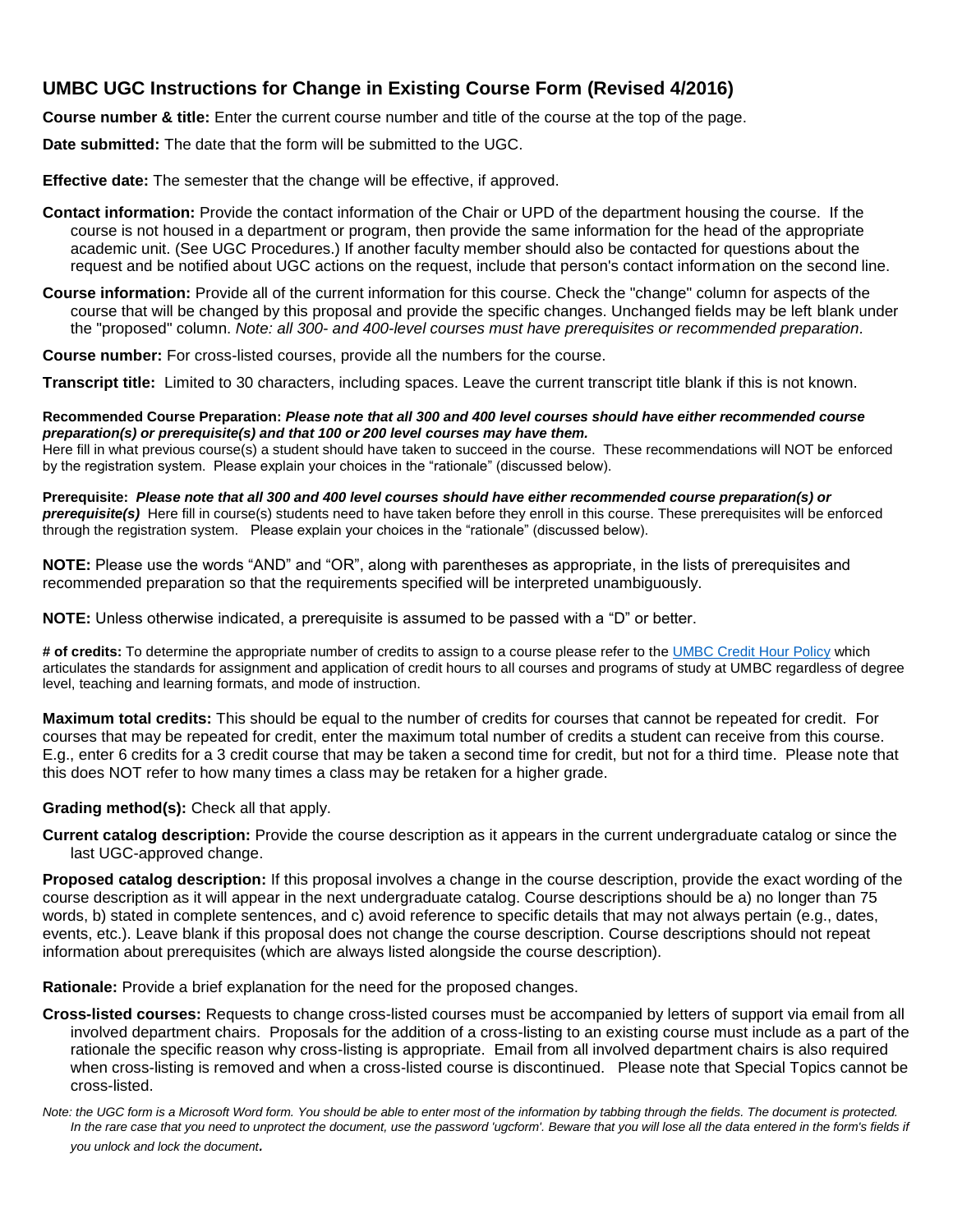## UMBC UGC Instructions for Change in Existing Course Form (Revised 4/2016)

**Course number & title:** Enter the current course number and title of the course at the top of the page.

**Date submitted:** The date that the form will be submitted to the UGC.

**Effective date:** The semester that the change will be effective, if approved.

**Contact information:** Provide the contact information of the Chair or UPD of the department housing the course. If the course is not housed in a department or program, then provide the same information for the head of the appropriate academic unit. (See UGC Procedures.) If another faculty member should also be contacted for questions about the request and be notified about UGC actions on the request, include that person's contact information on the second line.

**Course information:** Provide all of the current information for this course. Check the "change" column for aspects of the course that will be changed by this proposal and provide the specific changes. Unchanged fields may be left blank under the "proposed" column. *Note: all 300- and 400-level courses must have prerequisites or recommended preparation.*

**Course number:** For cross-listed courses, provide all the numbers for the course.

**Transcript title:** Limited to 30 characters, including spaces. Leave the current transcript title blank if this is not known.

**Recommended Course Preparation:** ***Please note that all 300 and 400 level courses should have either recommended course preparation(s) or prerequisite(s) and that 100 or 200 level courses may have them.***
Here fill in what previous course(s) a student should have taken to succeed in the course. These recommendations will NOT be enforced by the registration system. Please explain your choices in the "rationale" (discussed below).

**Prerequisite:** ***Please note that all 300 and 400 level courses should have either recommended course preparation(s) or prerequisite(s)*** Here fill in course(s) students need to have taken before they enroll in this course. These prerequisites will be enforced through the registration system. Please explain your choices in the "rationale" (discussed below).

**NOTE:** Please use the words "AND" and "OR", along with parentheses as appropriate, in the lists of prerequisites and recommended preparation so that the requirements specified will be interpreted unambiguously.

**NOTE:** Unless otherwise indicated, a prerequisite is assumed to be passed with a "D" or better.

**# of credits:** To determine the appropriate number of credits to assign to a course please refer to the UMBC Credit Hour Policy which articulates the standards for assignment and application of credit hours to all courses and programs of study at UMBC regardless of degree level, teaching and learning formats, and mode of instruction.

**Maximum total credits:** This should be equal to the number of credits for courses that cannot be repeated for credit. For courses that may be repeated for credit, enter the maximum total number of credits a student can receive from this course. E.g., enter 6 credits for a 3 credit course that may be taken a second time for credit, but not for a third time. Please note that this does NOT refer to how many times a class may be retaken for a higher grade.

**Grading method(s):** Check all that apply.

**Current catalog description:** Provide the course description as it appears in the current undergraduate catalog or since the last UGC-approved change.

**Proposed catalog description:** If this proposal involves a change in the course description, provide the exact wording of the course description as it will appear in the next undergraduate catalog. Course descriptions should be a) no longer than 75 words, b) stated in complete sentences, and c) avoid reference to specific details that may not always pertain (e.g., dates, events, etc.). Leave blank if this proposal does not change the course description. Course descriptions should not repeat information about prerequisites (which are always listed alongside the course description).

**Rationale:** Provide a brief explanation for the need for the proposed changes.

**Cross-listed courses:** Requests to change cross-listed courses must be accompanied by letters of support via email from all involved department chairs. Proposals for the addition of a cross-listing to an existing course must include as a part of the rationale the specific reason why cross-listing is appropriate. Email from all involved department chairs is also required when cross-listing is removed and when a cross-listed course is discontinued. Please note that Special Topics cannot be cross-listed.

*Note: the UGC form is a Microsoft Word form. You should be able to enter most of the information by tabbing through the fields. The document is protected. In the rare case that you need to unprotect the document, use the password 'ugcform'. Beware that you will lose all the data entered in the form's fields if you unlock and lock the document.*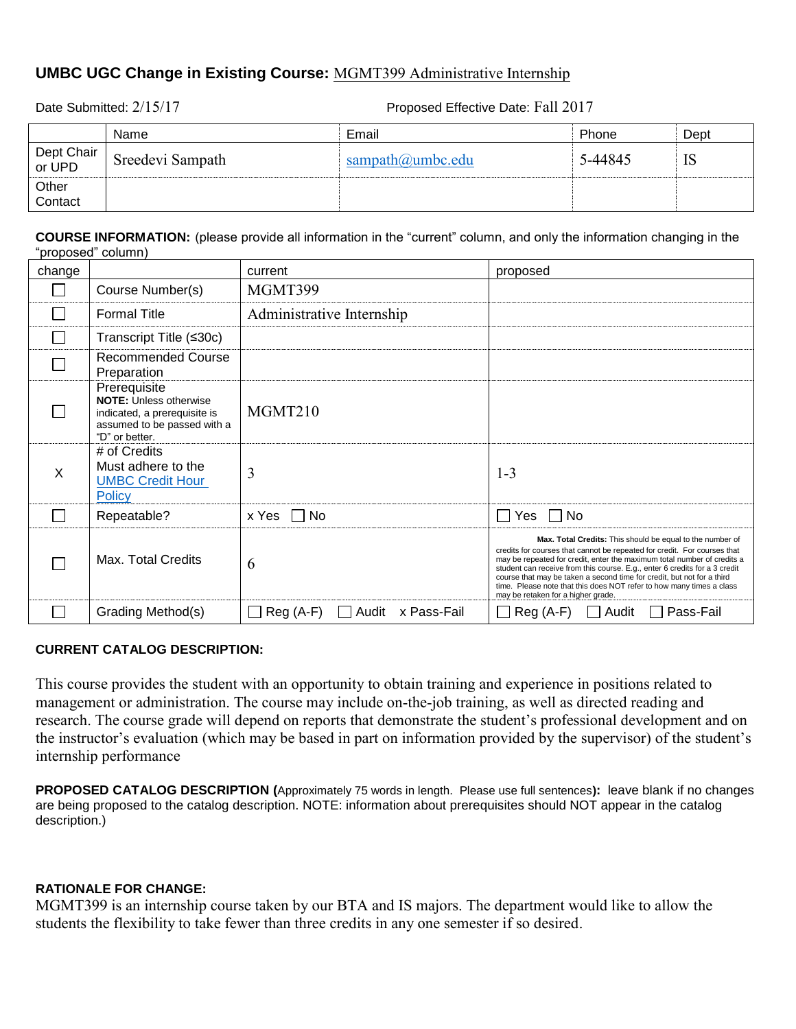## UMBC UGC Change in Existing Course: MGMT399 Administrative Internship

Date Submitted: 2/15/17 Proposed Effective Date: Fall 2017

| | Name | Email | Phone | Dept |
|---|---|---|---|---|
| Dept Chair or UPD | Sreedevi Sampath | sampath@umbc.edu | 5-44845 | IS |
| Other Contact | | | | |

**COURSE INFORMATION:** (please provide all information in the "current" column, and only the information changing in the "proposed" column)

| change | | current | proposed |
|---|---|---|---|
| ☐ | Course Number(s) | MGMT399 | |
| ☐ | Formal Title | Administrative Internship | |
| ☐ | Transcript Title (≤30c) | | |
| ☐ | Recommended Course Preparation | | |
| ☐ | Prerequisite **NOTE:** Unless otherwise indicated, a prerequisite is assumed to be passed with a "D" or better. | MGMT210 | |
| X | # of Credits Must adhere to the UMBC Credit Hour Policy | 3 | 1-3 |
| ☐ | Repeatable? | x Yes ☐ No | ☐ Yes ☐ No |
| ☐ | Max. Total Credits | 6 | **Max. Total Credits:** This should be equal to the number of credits for courses that cannot be repeated for credit. For courses that may be repeated for credit, enter the maximum total number of credits a student can receive from this course. E.g., enter 6 credits for a 3 credit course that may be taken a second time for credit, but not for a third time. Please note that this does NOT refer to how many times a class may be retaken for a higher grade. |
| ☐ | Grading Method(s) | ☐ Reg (A-F) ☐ Audit x Pass-Fail | ☐ Reg (A-F) ☐ Audit ☐ Pass-Fail |

**CURRENT CATALOG DESCRIPTION:**

This course provides the student with an opportunity to obtain training and experience in positions related to management or administration. The course may include on-the-job training, as well as directed reading and research. The course grade will depend on reports that demonstrate the student's professional development and on the instructor's evaluation (which may be based in part on information provided by the supervisor) of the student's internship performance

**PROPOSED CATALOG DESCRIPTION (**Approximately 75 words in length. Please use full sentences**):** leave blank if no changes are being proposed to the catalog description. NOTE: information about prerequisites should NOT appear in the catalog description.)

**RATIONALE FOR CHANGE:**

MGMT399 is an internship course taken by our BTA and IS majors. The department would like to allow the students the flexibility to take fewer than three credits in any one semester if so desired.